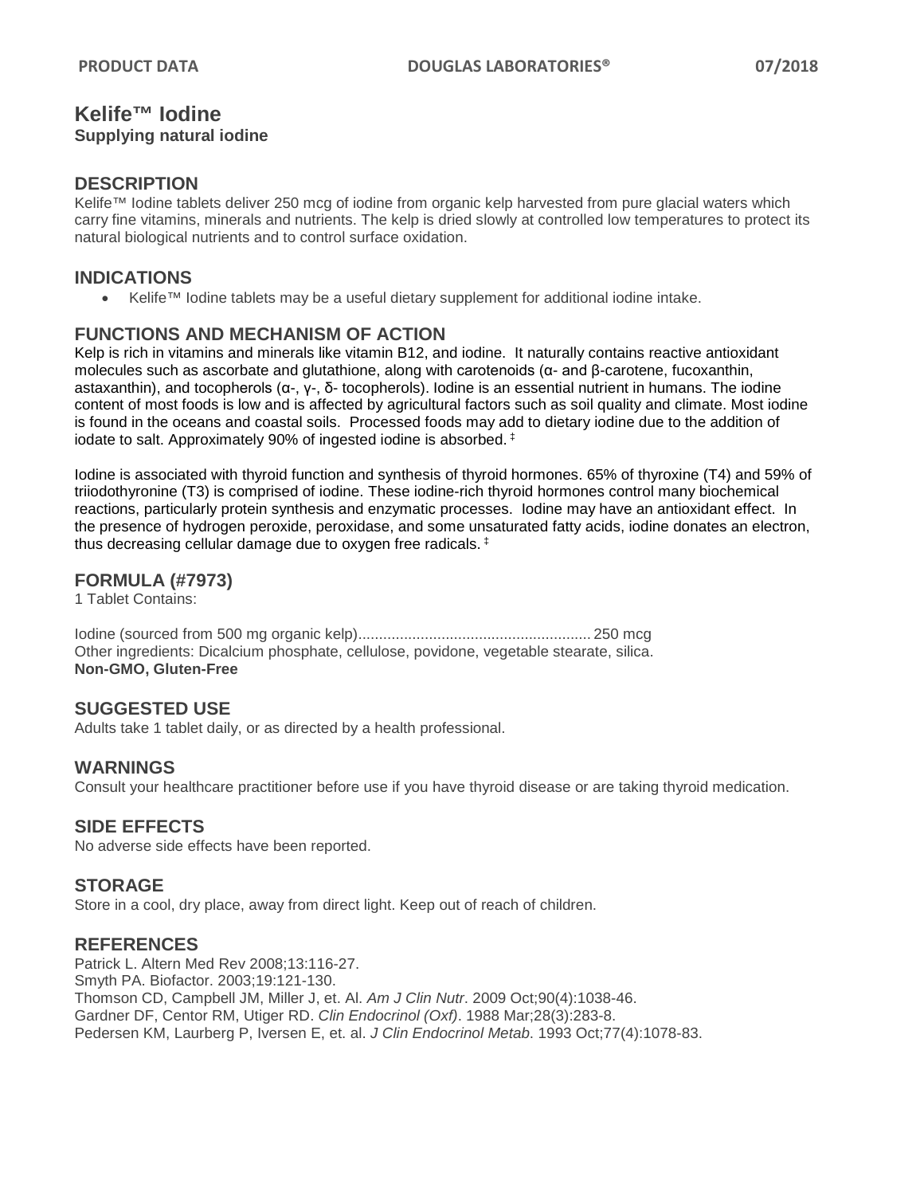# Kelife™ Iodine

**Supplying natural iodine**

## DESCRIPTION

Kelife™ Iodine tablets deliver 250 mcg of iodine from organic kelp harvested from pure glacial waters which carry fine vitamins, minerals and nutrients. The kelp is dried slowly at controlled low temperatures to protect its natural biological nutrients and to control surface oxidation.

## INDICATIONS

- Kelife™ Iodine tablets may be a useful dietary supplement for additional iodine intake.

## FUNCTIONS AND MECHANISM OF ACTION

Kelp is rich in vitamins and minerals like vitamin B12, and iodine. It naturally contains reactive antioxidant molecules such as ascorbate and glutathione, along with carotenoids (α- and β-carotene, fucoxanthin, astaxanthin), and tocopherols (α-, γ-, δ- tocopherols). Iodine is an essential nutrient in humans. The iodine content of most foods is low and is affected by agricultural factors such as soil quality and climate. Most iodine is found in the oceans and coastal soils. Processed foods may add to dietary iodine due to the addition of iodate to salt. Approximately 90% of ingested iodine is absorbed. ‡

Iodine is associated with thyroid function and synthesis of thyroid hormones. 65% of thyroxine (T4) and 59% of triiodothyronine (T3) is comprised of iodine. These iodine-rich thyroid hormones control many biochemical reactions, particularly protein synthesis and enzymatic processes. Iodine may have an antioxidant effect. In the presence of hydrogen peroxide, peroxidase, and some unsaturated fatty acids, iodine donates an electron, thus decreasing cellular damage due to oxygen free radicals. ‡

## FORMULA (#7973)

1 Tablet Contains:

Iodine (sourced from 500 mg organic kelp)........................................................ 250 mcg

Other ingredients: Dicalcium phosphate, cellulose, povidone, vegetable stearate, silica.

**Non-GMO, Gluten-Free**

## SUGGESTED USE

Adults take 1 tablet daily, or as directed by a health professional.

## WARNINGS

Consult your healthcare practitioner before use if you have thyroid disease or are taking thyroid medication.

## SIDE EFFECTS

No adverse side effects have been reported.

## STORAGE

Store in a cool, dry place, away from direct light. Keep out of reach of children.

## REFERENCES

Patrick L. Altern Med Rev 2008;13:116-27.

Smyth PA. Biofactor. 2003;19:121-130.

Thomson CD, Campbell JM, Miller J, et. Al. *Am J Clin Nutr*. 2009 Oct;90(4):1038-46.

Gardner DF, Centor RM, Utiger RD. *Clin Endocrinol (Oxf)*. 1988 Mar;28(3):283-8.

Pedersen KM, Laurberg P, Iversen E, et. al. *J Clin Endocrinol Metab*. 1993 Oct;77(4):1078-83.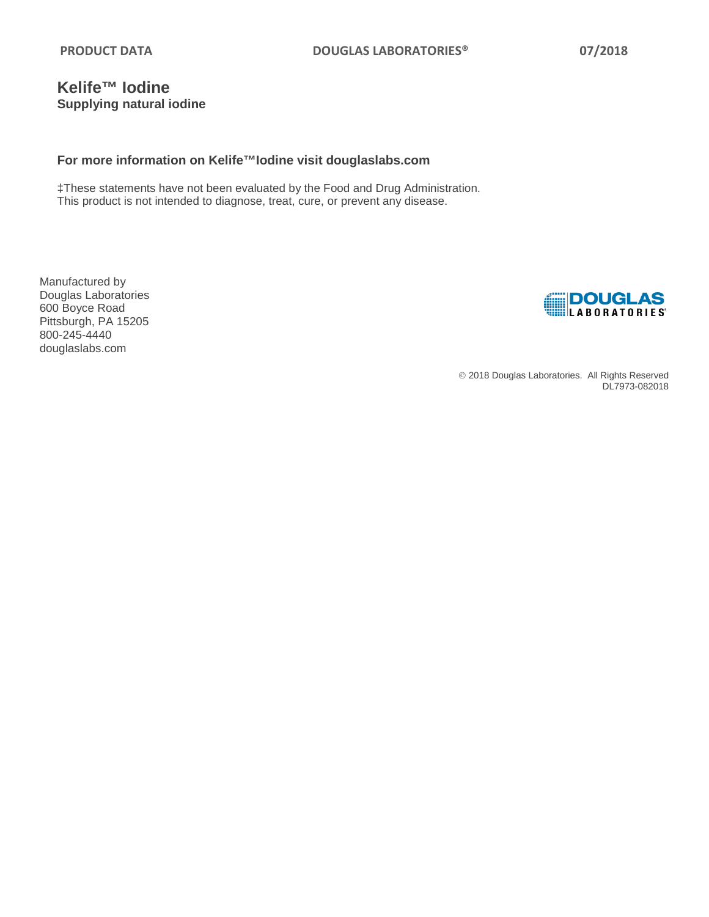# Kelife™ Iodine

**Supplying natural iodine**

**For more information on Kelife™Iodine visit douglaslabs.com**

‡These statements have not been evaluated by the Food and Drug Administration.
This product is not intended to diagnose, treat, cure, or prevent any disease.

Manufactured by
Douglas Laboratories
600 Boyce Road
Pittsburgh, PA 15205
800-245-4440
douglaslabs.com

© 2018 Douglas Laboratories. All Rights Reserved
DL7973-082018